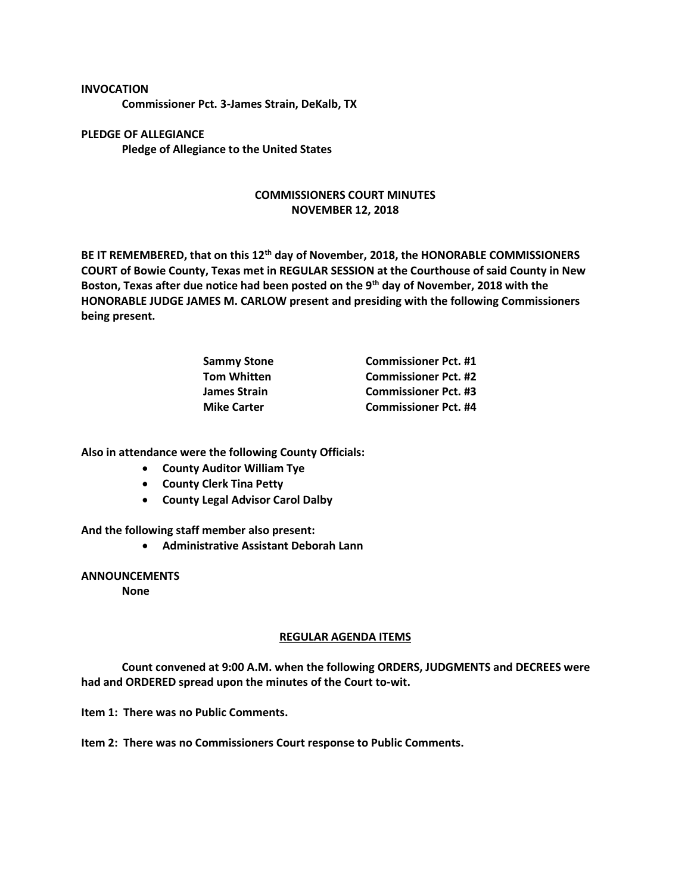**INVOCATION**

**Commissioner Pct. 3-James Strain, DeKalb, TX**

**PLEDGE OF ALLEGIANCE**

**Pledge of Allegiance to the United States**

**COMMISSIONERS COURT MINUTES**
**NOVEMBER 12, 2018**

**BE IT REMEMBERED, that on this 12th day of November, 2018, the HONORABLE COMMISSIONERS COURT of Bowie County, Texas met in REGULAR SESSION at the Courthouse of said County in New Boston, Texas after due notice had been posted on the 9th day of November, 2018 with the HONORABLE JUDGE JAMES M. CARLOW present and presiding with the following Commissioners being present.**

| | |
|---|---|
| **Sammy Stone** | **Commissioner Pct. #1** |
| **Tom Whitten** | **Commissioner Pct. #2** |
| **James Strain** | **Commissioner Pct. #3** |
| **Mike Carter** | **Commissioner Pct. #4** |

**Also in attendance were the following County Officials:**

- **County Auditor William Tye**
- **County Clerk Tina Petty**
- **County Legal Advisor Carol Dalby**

**And the following staff member also present:**

- **Administrative Assistant Deborah Lann**

**ANNOUNCEMENTS**

**None**

**REGULAR AGENDA ITEMS**

**Count convened at 9:00 A.M. when the following ORDERS, JUDGMENTS and DECREES were had and ORDERED spread upon the minutes of the Court to-wit.**

**Item 1: There was no Public Comments.**

**Item 2: There was no Commissioners Court response to Public Comments.**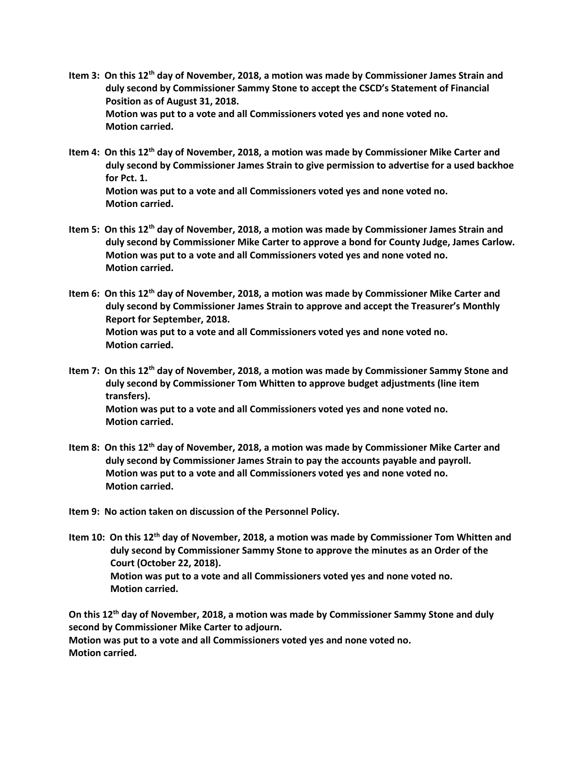**Item 3: On this 12th day of November, 2018, a motion was made by Commissioner James Strain and duly second by Commissioner Sammy Stone to accept the CSCD's Statement of Financial Position as of August 31, 2018.**
**Motion was put to a vote and all Commissioners voted yes and none voted no.**
**Motion carried.**

**Item 4: On this 12th day of November, 2018, a motion was made by Commissioner Mike Carter and duly second by Commissioner James Strain to give permission to advertise for a used backhoe for Pct. 1.**
**Motion was put to a vote and all Commissioners voted yes and none voted no.**
**Motion carried.**

**Item 5: On this 12th day of November, 2018, a motion was made by Commissioner James Strain and duly second by Commissioner Mike Carter to approve a bond for County Judge, James Carlow.**
**Motion was put to a vote and all Commissioners voted yes and none voted no.**
**Motion carried.**

**Item 6: On this 12th day of November, 2018, a motion was made by Commissioner Mike Carter and duly second by Commissioner James Strain to approve and accept the Treasurer's Monthly Report for September, 2018.**
**Motion was put to a vote and all Commissioners voted yes and none voted no.**
**Motion carried.**

**Item 7: On this 12th day of November, 2018, a motion was made by Commissioner Sammy Stone and duly second by Commissioner Tom Whitten to approve budget adjustments (line item transfers).**
**Motion was put to a vote and all Commissioners voted yes and none voted no.**
**Motion carried.**

**Item 8: On this 12th day of November, 2018, a motion was made by Commissioner Mike Carter and duly second by Commissioner James Strain to pay the accounts payable and payroll.**
**Motion was put to a vote and all Commissioners voted yes and none voted no.**
**Motion carried.**

**Item 9: No action taken on discussion of the Personnel Policy.**

**Item 10: On this 12th day of November, 2018, a motion was made by Commissioner Tom Whitten and duly second by Commissioner Sammy Stone to approve the minutes as an Order of the Court (October 22, 2018).**
**Motion was put to a vote and all Commissioners voted yes and none voted no.**
**Motion carried.**

**On this 12th day of November, 2018, a motion was made by Commissioner Sammy Stone and duly second by Commissioner Mike Carter to adjourn.**
**Motion was put to a vote and all Commissioners voted yes and none voted no.**
**Motion carried.**